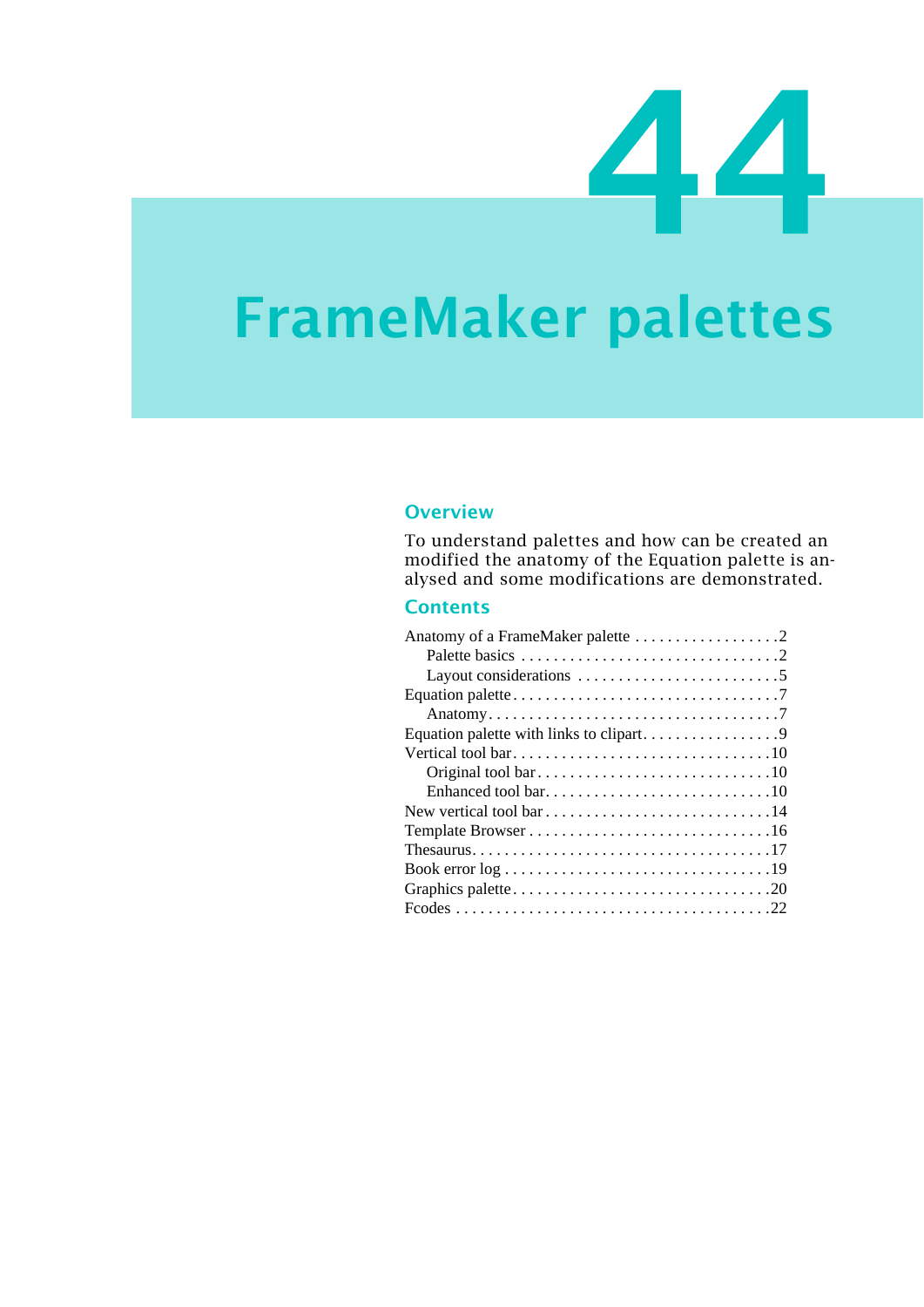# 44

# FrameMaker palettes

## Overview

To understand palettes and how can be created an modified the anatomy of the Equation palette is analysed and some modifications are demonstrated.

## Contents

Anatomy of a FrameMaker palette . . . . . . . . . . . . . . . . . . 2
- Palette basics . . . . . . . . . . . . . . . . . . . . . . . . . . . . . . . . 2
- Layout considerations . . . . . . . . . . . . . . . . . . . . . . . . . 5

Equation palette . . . . . . . . . . . . . . . . . . . . . . . . . . . . . . . . 7
- Anatomy . . . . . . . . . . . . . . . . . . . . . . . . . . . . . . . . . . . 7

Equation palette with links to clipart . . . . . . . . . . . . . . . . 9

Vertical tool bar . . . . . . . . . . . . . . . . . . . . . . . . . . . . . . . 10
- Original tool bar . . . . . . . . . . . . . . . . . . . . . . . . . . . . 10
- Enhanced tool bar . . . . . . . . . . . . . . . . . . . . . . . . . . . 10

New vertical tool bar . . . . . . . . . . . . . . . . . . . . . . . . . . . 14

Template Browser . . . . . . . . . . . . . . . . . . . . . . . . . . . . . 16

Thesaurus . . . . . . . . . . . . . . . . . . . . . . . . . . . . . . . . . . . 17

Book error log . . . . . . . . . . . . . . . . . . . . . . . . . . . . . . . . 19

Graphics palette . . . . . . . . . . . . . . . . . . . . . . . . . . . . . . . 20

Fcodes . . . . . . . . . . . . . . . . . . . . . . . . . . . . . . . . . . . . . . 22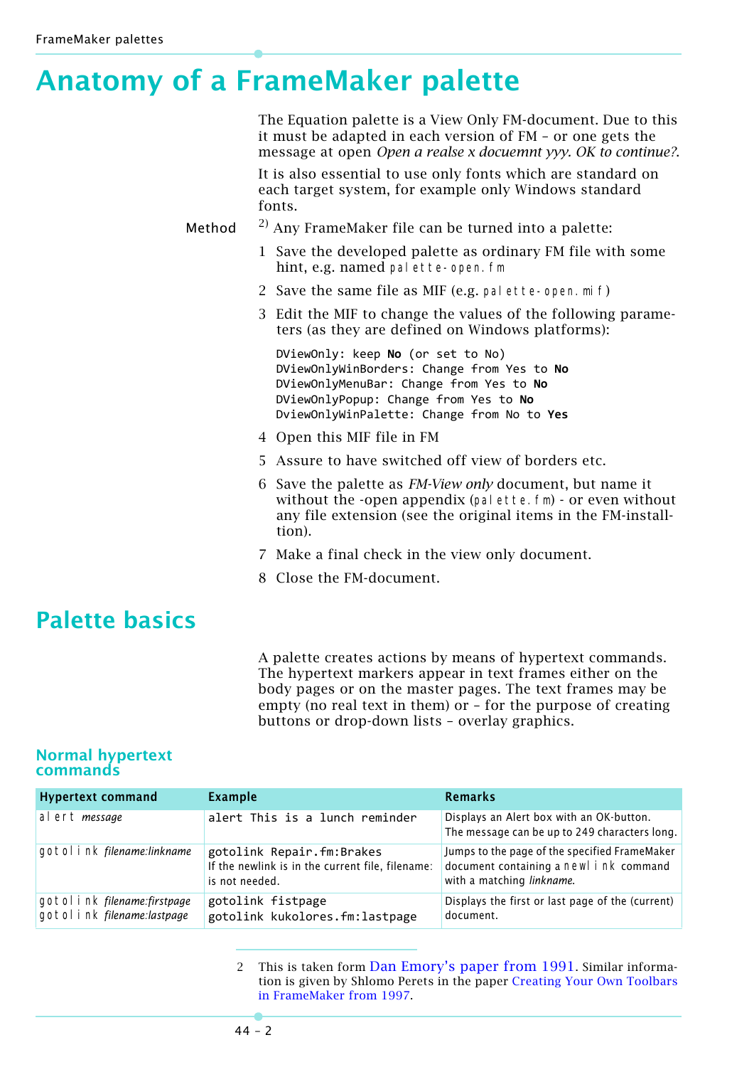# Anatomy of a FrameMaker palette

The Equation palette is a View Only FM-document. Due to this it must be adapted in each version of FM – or one gets the message at open *Open a realse x docuemnt yyy. OK to continue?*.

It is also essential to use only fonts which are standard on each target system, for example only Windows standard fonts.

Method [2] Any FrameMaker file can be turned into a palette:

1. Save the developed palette as ordinary FM file with some hint, e.g. named `palette-open.fm`
2. Save the same file as MIF (e.g. `palette-open.mif`)
3. Edit the MIF to change the values of the following parameters (as they are defined on Windows platforms):

```
DViewOnly: keep No (or set to No)
DViewOnlyWinBorders: Change from Yes to No
DViewOnlyMenuBar: Change from Yes to No
DViewOnlyPopup: Change from Yes to No
DviewOnlyWinPalette: Change from No to Yes
```

4. Open this MIF file in FM
5. Assure to have switched off view of borders etc.
6. Save the palette as *FM-View only* document, but name it without the -open appendix (`palette.fm`) - or even without any file extension (see the original items in the FM-installtion).
7. Make a final check in the view only document.
8. Close the FM-document.

# Palette basics

A palette creates actions by means of hypertext commands. The hypertext markers appear in text frames either on the body pages or on the master pages. The text frames may be empty (no real text in them) or – for the purpose of creating buttons or drop-down lists – overlay graphics.

## Normal hypertext commands

| Hypertext command | Example | Remarks |
|---|---|---|
| `alert` *message* | `alert This is a lunch reminder` | Displays an Alert box with an OK-button. The message can be up to 249 characters long. |
| `gotolink` *filename:linkname* | `gotolink Repair.fm:Brakes` If the newlink is in the current file, filename: is not needed. | Jumps to the page of the specified FrameMaker document containing a `newlink` command with a matching *linkname.* |
| `gotolink` *filename:firstpage* `gotolink` *filename:lastpage* | `gotolink fistpage` `gotolink kukolores.fm:lastpage` | Displays the first or last page of the (current) document. |

2 This is taken form Dan Emory's paper from 1991. Similar information is given by Shlomo Perets in the paper Creating Your Own Toolbars in FrameMaker from 1997.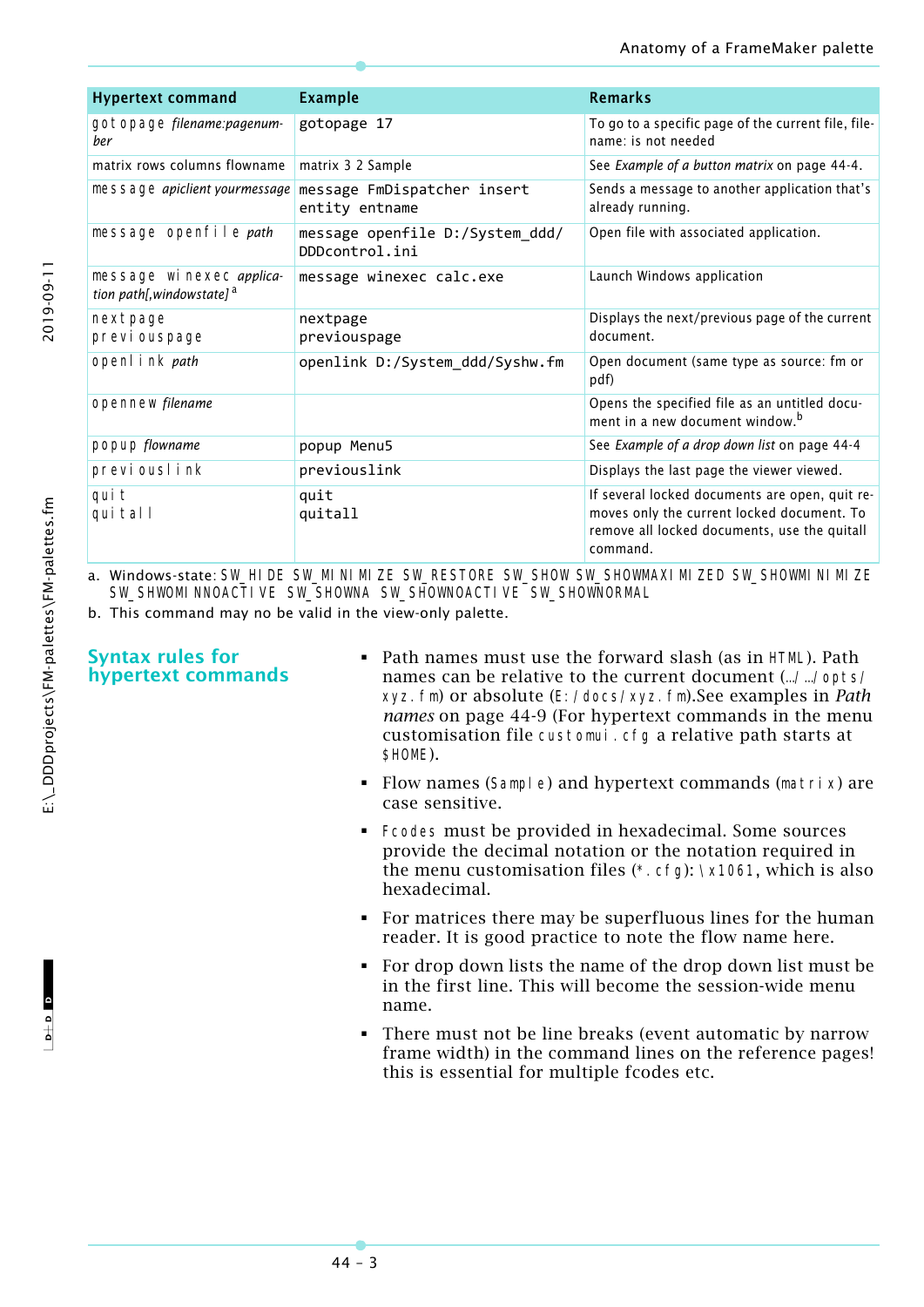| Hypertext command | Example | Remarks |
|---|---|---|
| gotopage *filename:pagenumber* | gotopage 17 | To go to a specific page of the current file, filename: is not needed |
| matrix rows columns flowname | matrix 3 2 Sample | See *Example of a button matrix* on page 44-4. |
| message *apiclient yourmessage* | message FmDispatcher insert entity entname | Sends a message to another application that's already running. |
| message openfile *path* | message openfile D:/System_ddd/DDDcontrol.ini | Open file with associated application. |
| message winexec *application path[,windowstate]* [a] | message winexec calc.exe | Launch Windows application |
| nextpage<br>previouspage | nextpage<br>previouspage | Displays the next/previous page of the current document. |
| openlink *path* | openlink D:/System_ddd/Syshw.fm | Open document (same type as source: fm or pdf) |
| opennew *filename* | | Opens the specified file as an untitled document in a new document window.[b] |
| popup *flowname* | popup Menu5 | See *Example of a drop down list* on page 44-4 |
| previouslink | previouslink | Displays the last page the viewer viewed. |
| quit<br>quitall | quit<br>quitall | If several locked documents are open, quit removes only the current locked document. To remove all locked documents, use the quitall command. |

a. Windows-state: SW_HIDE SW_MINIMIZE SW_RESTORE SW_SHOW SW_SHOWMAXIMIZED SW_SHOWMINIMIZE SW_SHWOMINNOACTIVE SW_SHOWNA SW_SHOWNOACTIVE SW_SHOWNORMAL

b. This command may no be valid in the view-only palette.

## Syntax rules for hypertext commands

- Path names must use the forward slash (as in HTML). Path names can be relative to the current document (../../opts/xyz.fm) or absolute (E:/docs/xyz.fm).See examples in *Path names* on page 44-9 (For hypertext commands in the menu customisation file customui.cfg a relative path starts at $HOME).
- Flow names (Sample) and hypertext commands (matrix) are case sensitive.
- Fcodes must be provided in hexadecimal. Some sources provide the decimal notation or the notation required in the menu customisation files (*.cfg): \x1061, which is also hexadecimal.
- For matrices there may be superfluous lines for the human reader. It is good practice to note the flow name here.
- For drop down lists the name of the drop down list must be in the first line. This will become the session-wide menu name.
- There must not be line breaks (event automatic by narrow frame width) in the command lines on the reference pages! this is essential for multiple fcodes etc.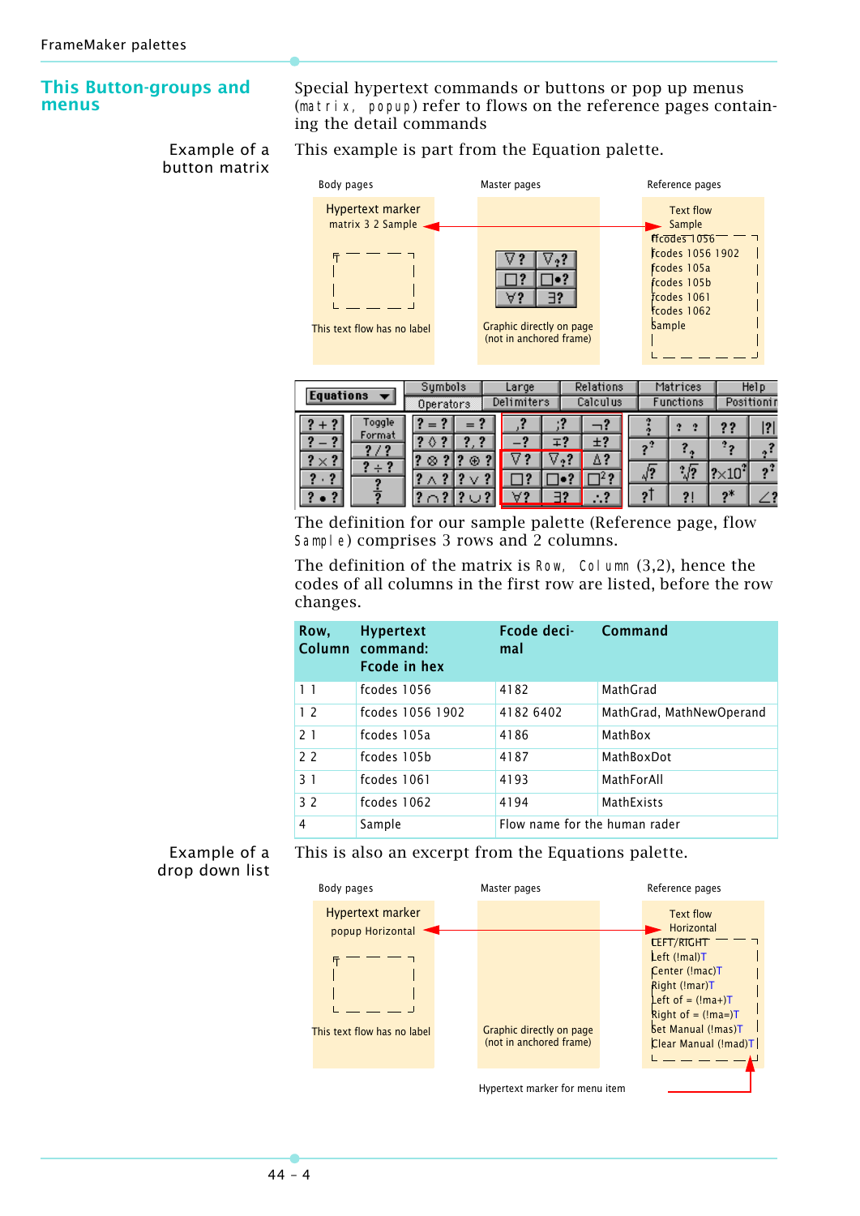## This Button-groups and menus

Special hypertext commands or buttons or pop up menus (`matrix, popup`) refer to flows on the reference pages containing the detail commands

**Example of a button matrix**

This example is part from the Equation palette.

Body pages — Hypertext marker: matrix 3 2 Sample; This text flow has no label

Master pages — Graphic directly on page (not in anchored frame)

Reference pages — Text flow Sample:
fcodes 1056
fcodes 1056 1902
fcodes 105a
fcodes 105b
fcodes 1061
fcodes 1062
Sample

The definition for our sample palette (Reference page, flow `Sample`) comprises 3 rows and 2 columns.

The definition of the matrix is `Row, Column` (3,2), hence the codes of all columns in the first row are listed, before the row changes.

| Row, Column | Hypertext command: Fcode in hex | Fcode decimal | Command |
|---|---|---|---|
| 1 1 | fcodes 1056 | 4182 | MathGrad |
| 1 2 | fcodes 1056 1902 | 4182 6402 | MathGrad, MathNewOperand |
| 2 1 | fcodes 105a | 4186 | MathBox |
| 2 2 | fcodes 105b | 4187 | MathBoxDot |
| 3 1 | fcodes 1061 | 4193 | MathForAll |
| 3 2 | fcodes 1062 | 4194 | MathExists |
| 4 | Sample | Flow name for the human rader | |

**Example of a drop down list**

This is also an excerpt from the Equations palette.

Body pages — Hypertext marker: popup Horizontal; This text flow has no label

Master pages — Graphic directly on page (not in anchored frame)

Reference pages — Text flow Horizontal:
LEFT/RIGHT
Left (!mal)
Center (!mac)
Right (!mar)
Left of = (!ma+)
Right of = (!ma=)
Set Manual (!mas)
Clear Manual (!mad)

Hypertext marker for menu item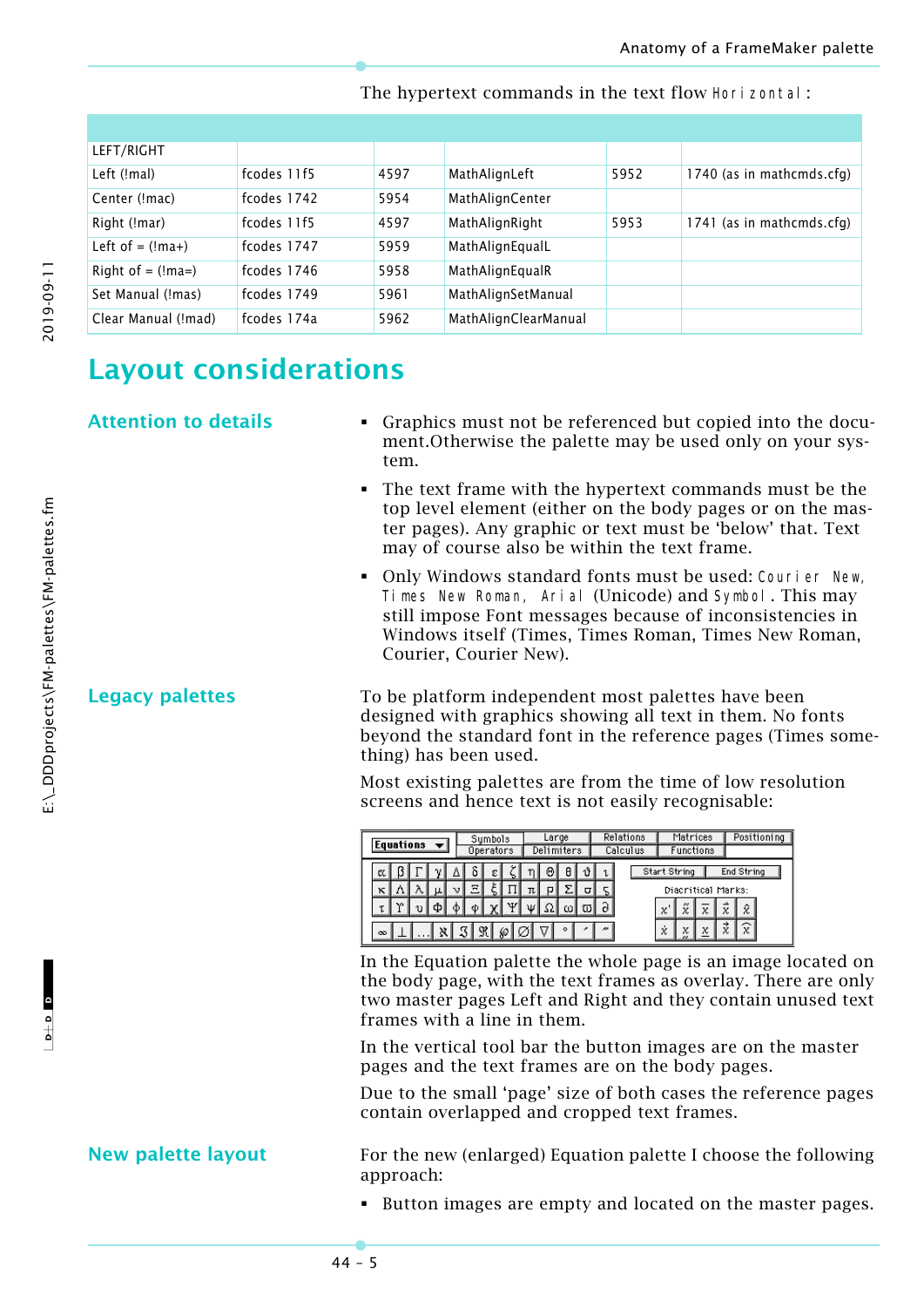The hypertext commands in the text flow `Horizontal`:

| | | | | | |
|---|---|---|---|---|---|
| LEFT/RIGHT | | | | | |
| Left (!mal) | fcodes 11f5 | 4597 | MathAlignLeft | 5952 | 1740 (as in mathcmds.cfg) |
| Center (!mac) | fcodes 1742 | 5954 | MathAlignCenter | | |
| Right (!mar) | fcodes 11f5 | 4597 | MathAlignRight | 5953 | 1741 (as in mathcmds.cfg) |
| Left of = (!ma+) | fcodes 1747 | 5959 | MathAlignEqualL | | |
| Right of = (!ma=) | fcodes 1746 | 5958 | MathAlignEqualR | | |
| Set Manual (!mas) | fcodes 1749 | 5961 | MathAlignSetManual | | |
| Clear Manual (!mad) | fcodes 174a | 5962 | MathAlignClearManual | | |

# Layout considerations

## Attention to details

- Graphics must not be referenced but copied into the document.Otherwise the palette may be used only on your system.
- The text frame with the hypertext commands must be the top level element (either on the body pages or on the master pages). Any graphic or text must be 'below' that. Text may of course also be within the text frame.
- Only Windows standard fonts must be used: `Courier New`, `Times New Roman`, `Arial` (Unicode) and `Symbol`. This may still impose Font messages because of inconsistencies in Windows itself (Times, Times Roman, Times New Roman, Courier, Courier New).

## Legacy palettes

To be platform independent most palettes have been designed with graphics showing all text in them. No fonts beyond the standard font in the reference pages (Times something) has been used.

Most existing palettes are from the time of low resolution screens and hence text is not easily recognisable:

In the Equation palette the whole page is an image located on the body page, with the text frames as overlay. There are only two master pages Left and Right and they contain unused text frames with a line in them.

In the vertical tool bar the button images are on the master pages and the text frames are on the body pages.

Due to the small 'page' size of both cases the reference pages contain overlapped and cropped text frames.

## New palette layout

For the new (enlarged) Equation palette I choose the following approach:

- Button images are empty and located on the master pages.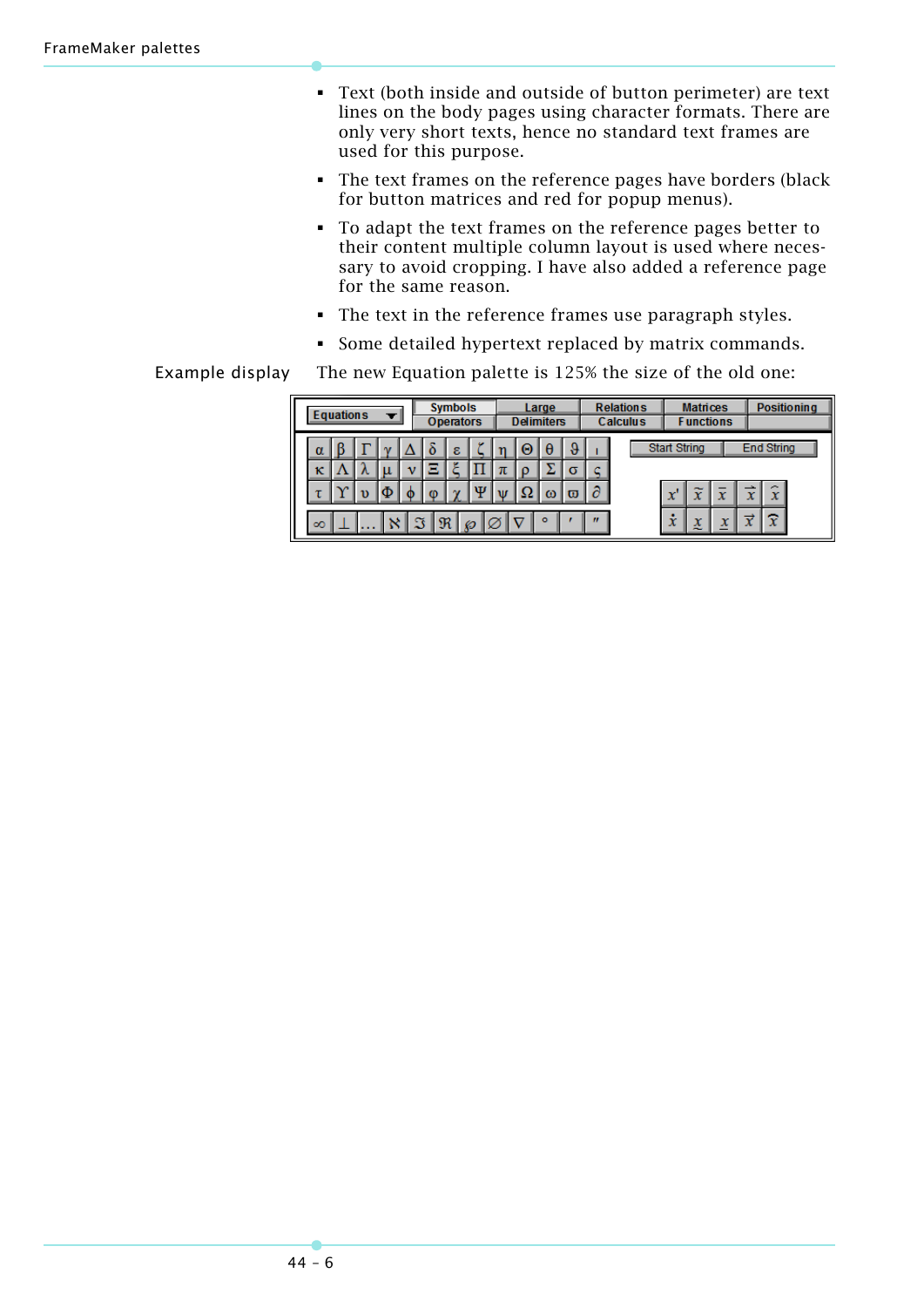- Text (both inside and outside of button perimeter) are text lines on the body pages using character formats. There are only very short texts, hence no standard text frames are used for this purpose.
- The text frames on the reference pages have borders (black for button matrices and red for popup menus).
- To adapt the text frames on the reference pages better to their content multiple column layout is used where necessary to avoid cropping. I have also added a reference page for the same reason.
- The text in the reference frames use paragraph styles.
- Some detailed hypertext replaced by matrix commands.

**Example display** The new Equation palette is 125% the size of the old one: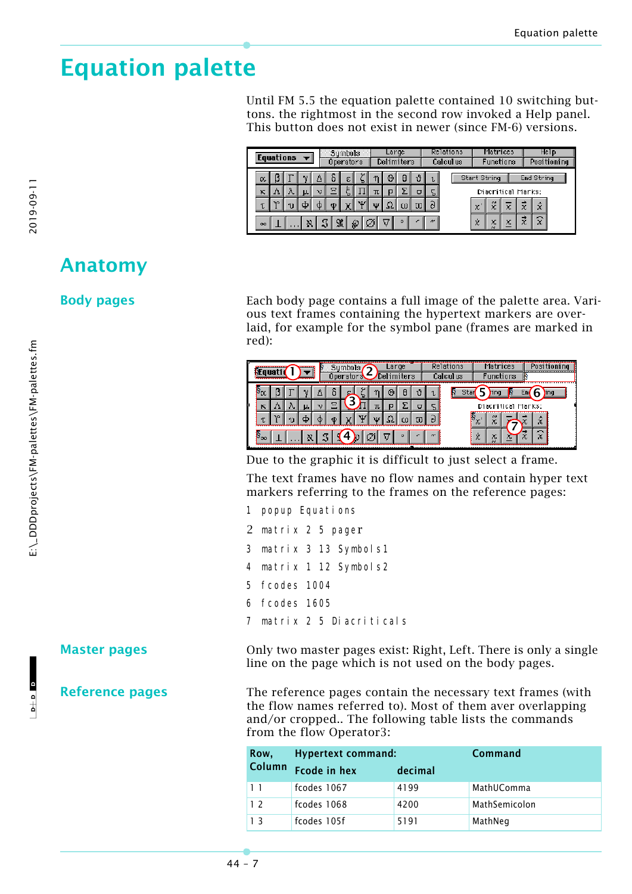# Equation palette

Until FM 5.5 the equation palette contained 10 switching buttons. the rightmost in the second row invoked a Help panel. This button does not exist in newer (since FM-6) versions.

## Anatomy

### Body pages

Each body page contains a full image of the palette area. Various text frames containing the hypertext markers are overlaid, for example for the symbol pane (frames are marked in red):

Due to the graphic it is difficult to just select a frame.

The text frames have no flow names and contain hyper text markers referring to the frames on the reference pages:

```
1  popup Equations
2  matrix 2 5 pager
3  matrix 3 13 Symbols1
4  matrix 1 12 Symbols2
5  fcodes 1004
6  fcodes 1605
7  matrix 2 5 Diacriticals
```

### Master pages

Only two master pages exist: Right, Left. There is only a single line on the page which is not used on the body pages.

### Reference pages

The reference pages contain the necessary text frames (with the flow names referred to). Most of them aver overlapping and/or cropped.. The following table lists the commands from the flow Operator3:

| Row, Column | Hypertext command: Fcode in hex | decimal | Command |
|---|---|---|---|
| 1 1 | fcodes 1067 | 4199 | MathUComma |
| 1 2 | fcodes 1068 | 4200 | MathSemicolon |
| 1 3 | fcodes 105f | 5191 | MathNeg |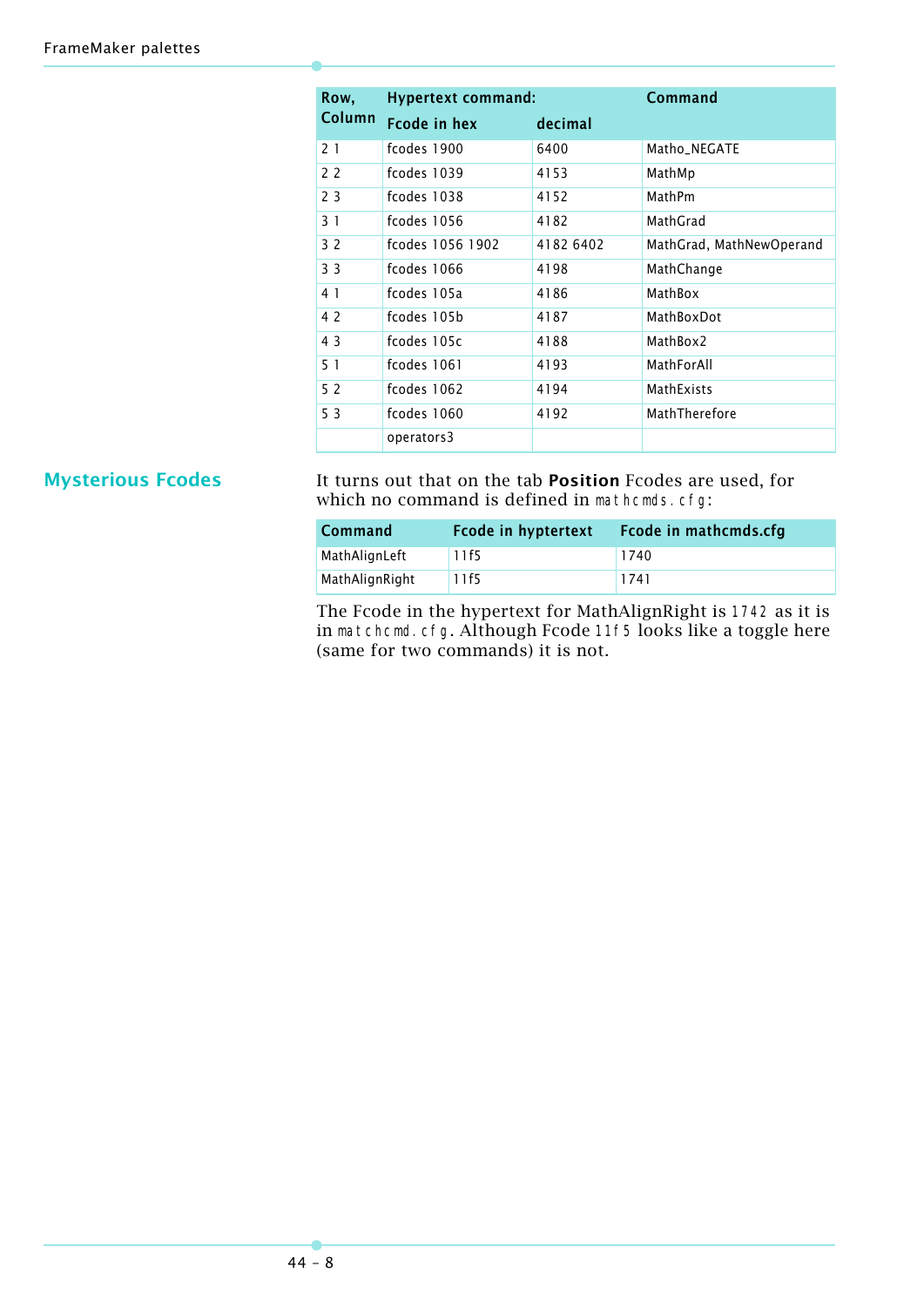| Row, Column | Hypertext command: Fcode in hex | decimal | Command |
|---|---|---|---|
| 2 1 | fcodes 1900 | 6400 | Matho_NEGATE |
| 2 2 | fcodes 1039 | 4153 | MathMp |
| 2 3 | fcodes 1038 | 4152 | MathPm |
| 3 1 | fcodes 1056 | 4182 | MathGrad |
| 3 2 | fcodes 1056 1902 | 4182 6402 | MathGrad, MathNewOperand |
| 3 3 | fcodes 1066 | 4198 | MathChange |
| 4 1 | fcodes 105a | 4186 | MathBox |
| 4 2 | fcodes 105b | 4187 | MathBoxDot |
| 4 3 | fcodes 105c | 4188 | MathBox2 |
| 5 1 | fcodes 1061 | 4193 | MathForAll |
| 5 2 | fcodes 1062 | 4194 | MathExists |
| 5 3 | fcodes 1060 | 4192 | MathTherefore |
| | operators3 | | |

## Mysterious Fcodes

It turns out that on the tab **Position** Fcodes are used, for which no command is defined in `mathcmds.cfg`:

| Command | Fcode in hyptertext | Fcode in mathcmds.cfg |
|---|---|---|
| MathAlignLeft | 11f5 | 1740 |
| MathAlignRight | 11f5 | 1741 |

The Fcode in the hypertext for MathAlignRight is `1742` as it is in `matchcmd.cfg`. Although Fcode `11f5` looks like a toggle here (same for two commands) it is not.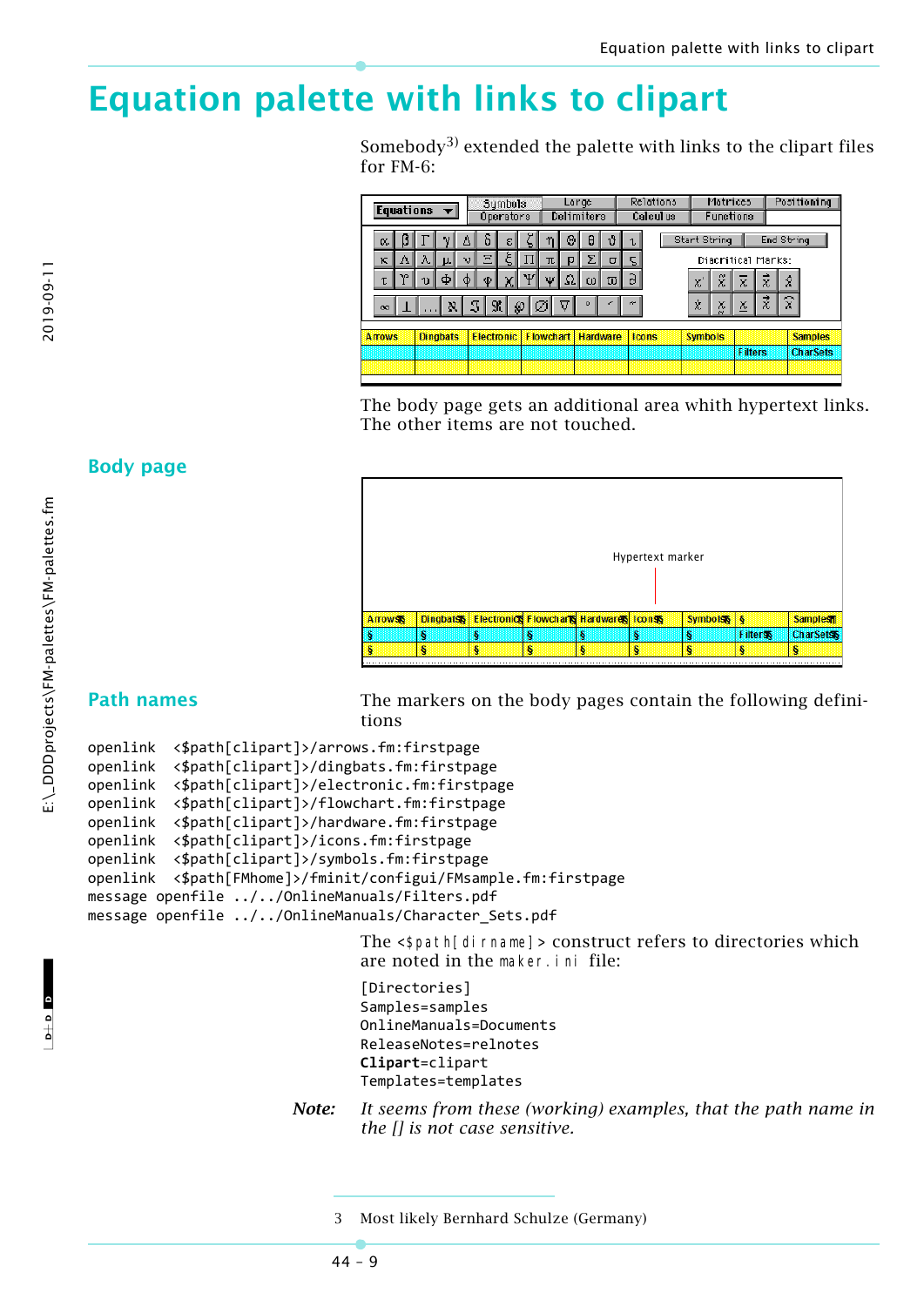# Equation palette with links to clipart

Somebody[3] extended the palette with links to the clipart files for FM-6:

The body page gets an additional area whith hypertext links. The other items are not touched.

## Body page

Hypertext marker

## Path names

The markers on the body pages contain the following definitions

```
openlink  <$path[clipart]>/arrows.fm:firstpage
openlink  <$path[clipart]>/dingbats.fm:firstpage
openlink  <$path[clipart]>/electronic.fm:firstpage
openlink  <$path[clipart]>/flowchart.fm:firstpage
openlink  <$path[clipart]>/hardware.fm:firstpage
openlink  <$path[clipart]>/icons.fm:firstpage
openlink  <$path[clipart]>/symbols.fm:firstpage
openlink  <$path[FMhome]>/fminit/configui/FMsample.fm:firstpage
message openfile ../../OnlineManuals/Filters.pdf
message openfile ../../OnlineManuals/Character_Sets.pdf
```

The `<$path[dirname]>` construct refers to directories which are noted in the `maker.ini` file:

```
[Directories]
Samples=samples
OnlineManuals=Documents
ReleaseNotes=relnotes
Clipart=clipart
Templates=templates
```

***Note:*** *It seems from these (working) examples, that the path name in the [] is not case sensitive.*

3 Most likely Bernhard Schulze (Germany)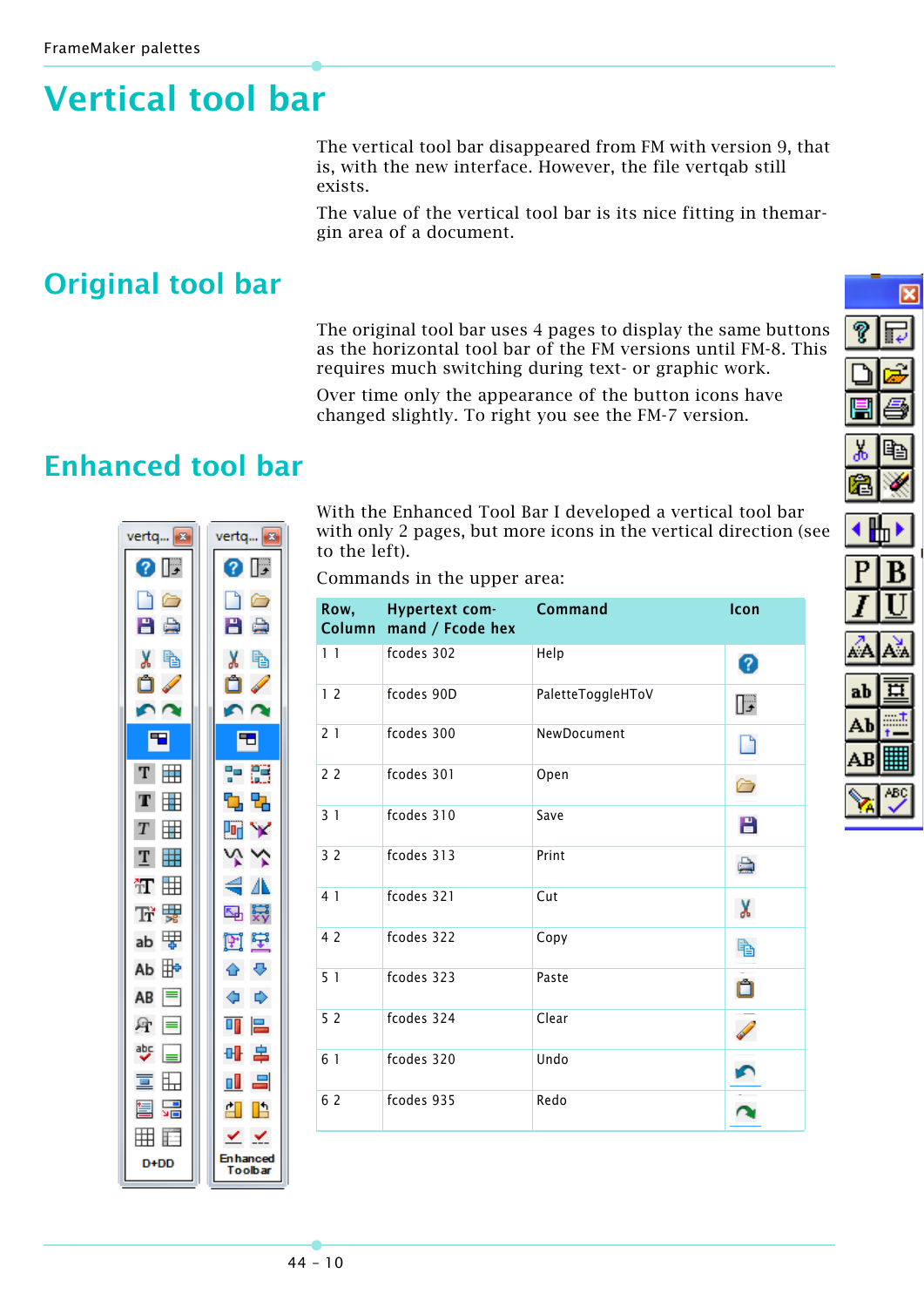# Vertical tool bar

The vertical tool bar disappeared from FM with version 9, that is, with the new interface. However, the file vertqab still exists.

The value of the vertical tool bar is its nice fitting in themargin area of a document.

## Original tool bar

The original tool bar uses 4 pages to display the same buttons as the horizontal tool bar of the FM versions until FM-8. This requires much switching during text- or graphic work.

Over time only the appearance of the button icons have changed slightly. To right you see the FM-7 version.

## Enhanced tool bar

With the Enhanced Tool Bar I developed a vertical tool bar with only 2 pages, but more icons in the vertical direction (see to the left).

Commands in the upper area:

| Row, Column | Hypertext command / Fcode hex | Command | Icon |
|---|---|---|---|
| 1 1 | fcodes 302 | Help | |
| 1 2 | fcodes 90D | PaletteToggleHToV | |
| 2 1 | fcodes 300 | NewDocument | |
| 2 2 | fcodes 301 | Open | |
| 3 1 | fcodes 310 | Save | |
| 3 2 | fcodes 313 | Print | |
| 4 1 | fcodes 321 | Cut | |
| 4 2 | fcodes 322 | Copy | |
| 5 1 | fcodes 323 | Paste | |
| 5 2 | fcodes 324 | Clear | |
| 6 1 | fcodes 320 | Undo | |
| 6 2 | fcodes 935 | Redo | |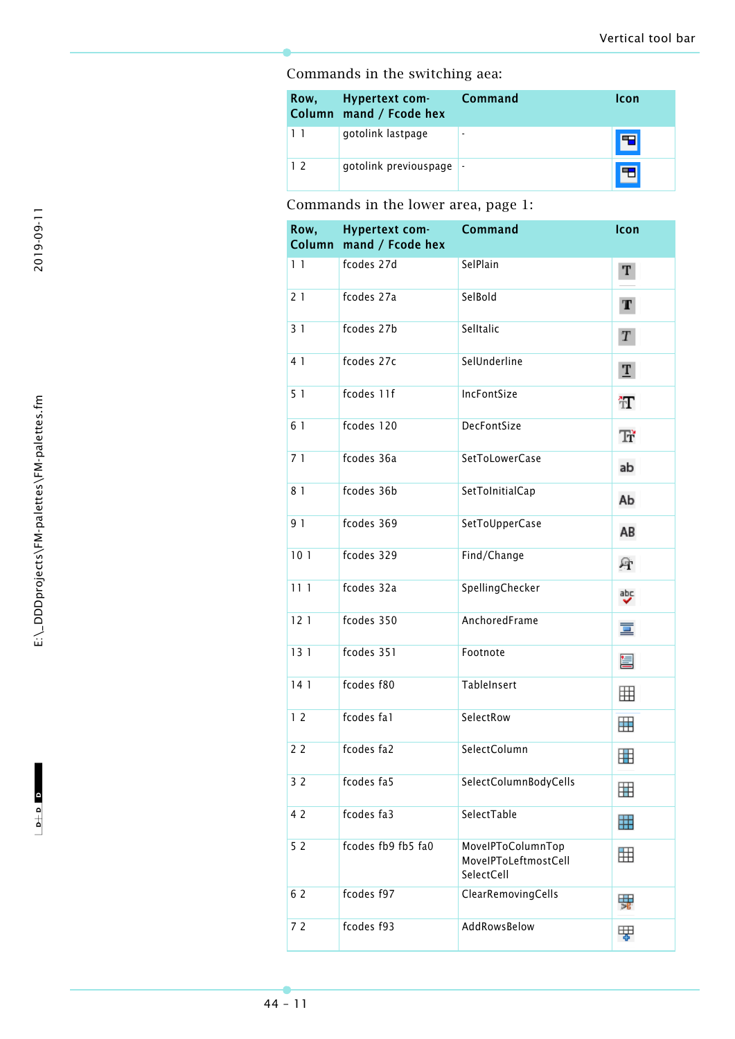Commands in the switching aea:

| Row, Column | Hypertext command / Fcode hex | Command | Icon |
|---|---|---|---|
| 1 1 | gotolink lastpage | - | |
| 1 2 | gotolink previouspage | - | |

Commands in the lower area, page 1:

| Row, Column | Hypertext command / Fcode hex | Command | Icon |
|---|---|---|---|
| 1 1 | fcodes 27d | SelPlain | |
| 2 1 | fcodes 27a | SelBold | |
| 3 1 | fcodes 27b | SelItalic | |
| 4 1 | fcodes 27c | SelUnderline | |
| 5 1 | fcodes 11f | IncFontSize | |
| 6 1 | fcodes 120 | DecFontSize | |
| 7 1 | fcodes 36a | SetToLowerCase | |
| 8 1 | fcodes 36b | SetToInitialCap | |
| 9 1 | fcodes 369 | SetToUpperCase | |
| 10 1 | fcodes 329 | Find/Change | |
| 11 1 | fcodes 32a | SpellingChecker | |
| 12 1 | fcodes 350 | AnchoredFrame | |
| 13 1 | fcodes 351 | Footnote | |
| 14 1 | fcodes f80 | TableInsert | |
| 1 2 | fcodes fa1 | SelectRow | |
| 2 2 | fcodes fa2 | SelectColumn | |
| 3 2 | fcodes fa5 | SelectColumnBodyCells | |
| 4 2 | fcodes fa3 | SelectTable | |
| 5 2 | fcodes fb9 fb5 fa0 | MoveIPToColumnTop MoveIPToLeftmostCell SelectCell | |
| 6 2 | fcodes f97 | ClearRemovingCells | |
| 7 2 | fcodes f93 | AddRowsBelow | |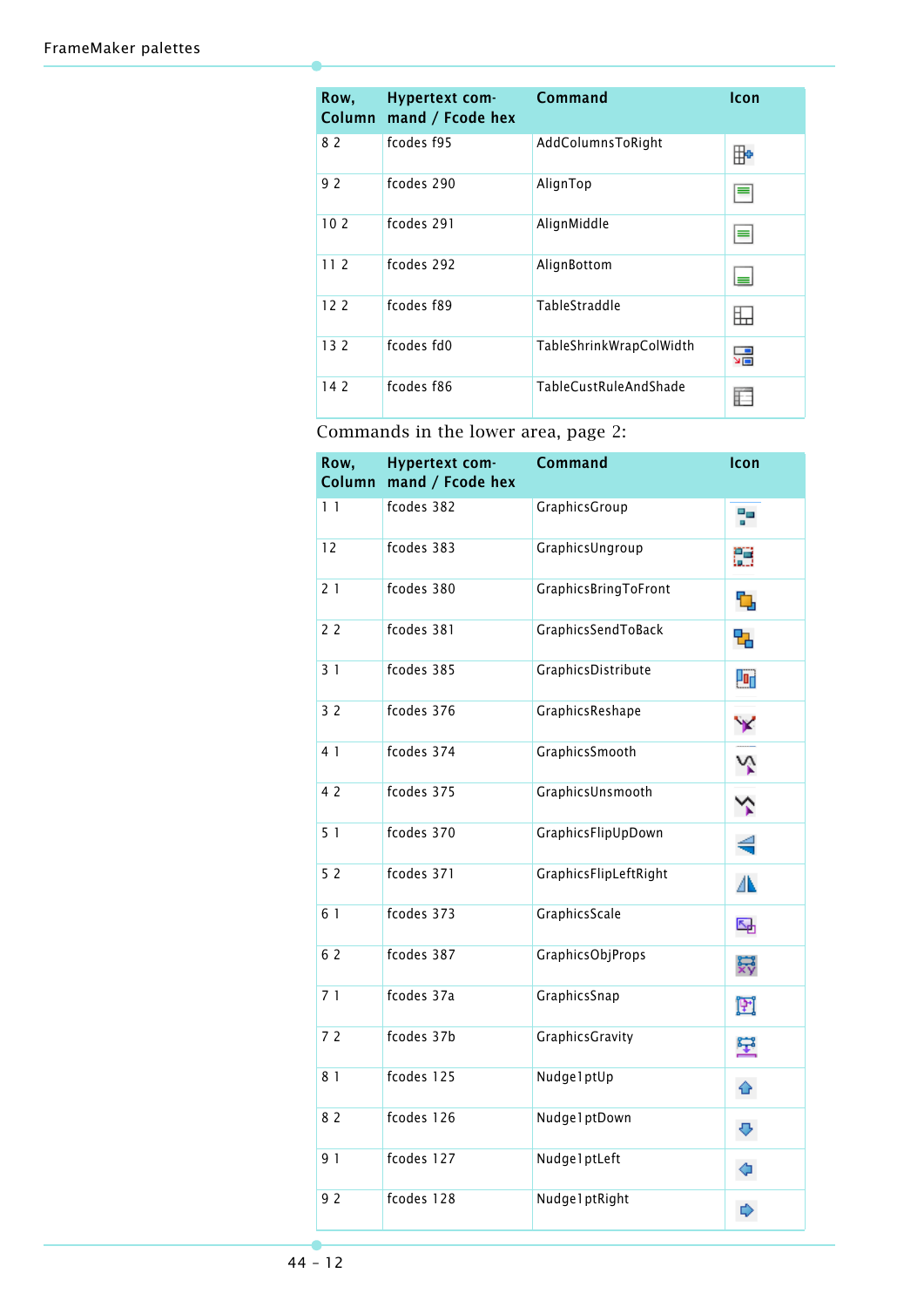| Row, Column | Hypertext command / Fcode hex | Command | Icon |
|---|---|---|---|
| 8 2 | fcodes f95 | AddColumnsToRight | |
| 9 2 | fcodes 290 | AlignTop | |
| 10 2 | fcodes 291 | AlignMiddle | |
| 11 2 | fcodes 292 | AlignBottom | |
| 12 2 | fcodes f89 | TableStraddle | |
| 13 2 | fcodes fd0 | TableShrinkWrapColWidth | |
| 14 2 | fcodes f86 | TableCustRuleAndShade | |

Commands in the lower area, page 2:

| Row, Column | Hypertext command / Fcode hex | Command | Icon |
|---|---|---|---|
| 1 1 | fcodes 382 | GraphicsGroup | |
| 12 | fcodes 383 | GraphicsUngroup | |
| 2 1 | fcodes 380 | GraphicsBringToFront | |
| 2 2 | fcodes 381 | GraphicsSendToBack | |
| 3 1 | fcodes 385 | GraphicsDistribute | |
| 3 2 | fcodes 376 | GraphicsReshape | |
| 4 1 | fcodes 374 | GraphicsSmooth | |
| 4 2 | fcodes 375 | GraphicsUnsmooth | |
| 5 1 | fcodes 370 | GraphicsFlipUpDown | |
| 5 2 | fcodes 371 | GraphicsFlipLeftRight | |
| 6 1 | fcodes 373 | GraphicsScale | |
| 6 2 | fcodes 387 | GraphicsObjProps | |
| 7 1 | fcodes 37a | GraphicsSnap | |
| 7 2 | fcodes 37b | GraphicsGravity | |
| 8 1 | fcodes 125 | Nudge1ptUp | |
| 8 2 | fcodes 126 | Nudge1ptDown | |
| 9 1 | fcodes 127 | Nudge1ptLeft | |
| 9 2 | fcodes 128 | Nudge1ptRight | |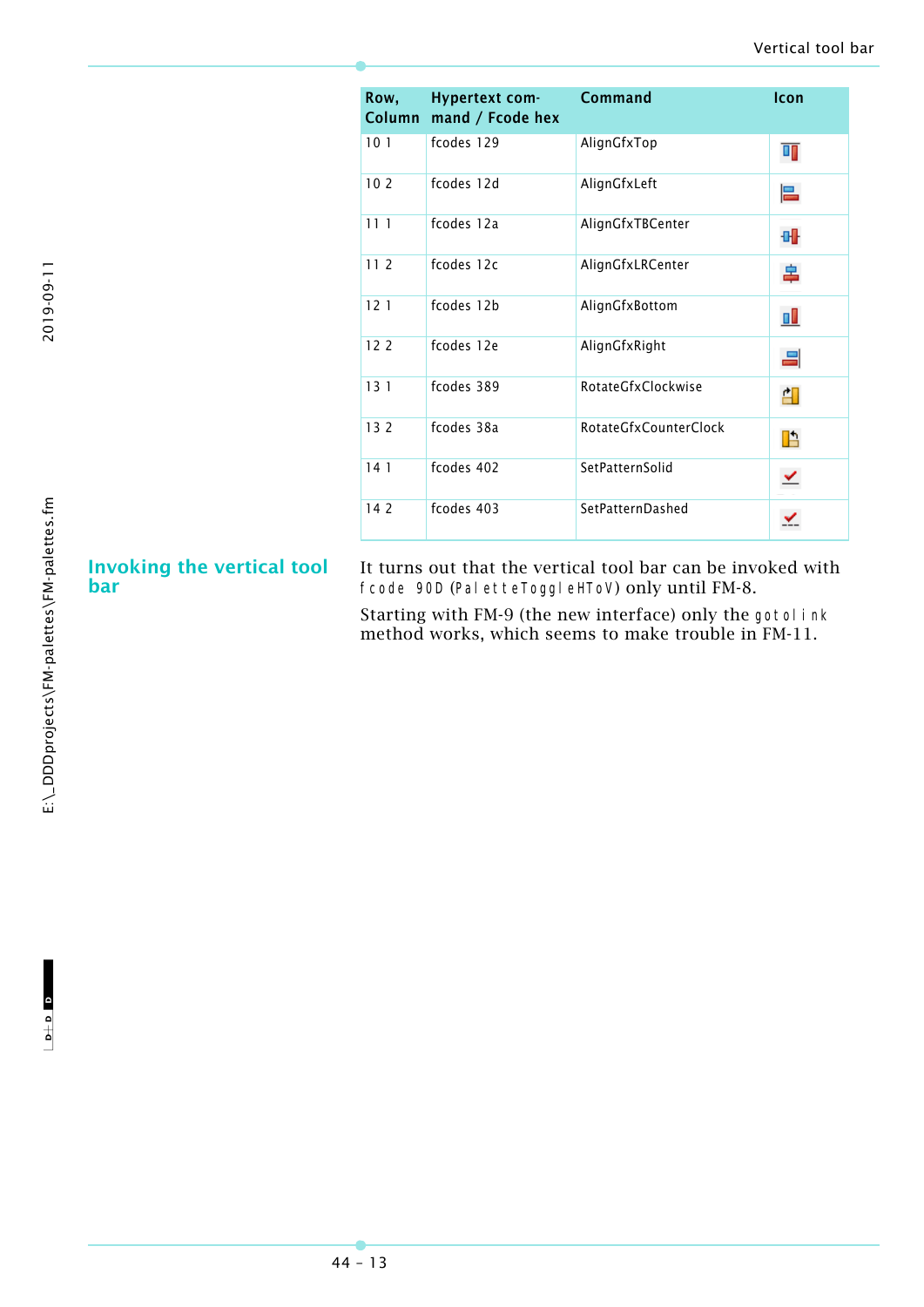| Row, Column | Hypertext command / Fcode hex | Command | Icon |
|---|---|---|---|
| 10 1 | fcodes 129 | AlignGfxTop | |
| 10 2 | fcodes 12d | AlignGfxLeft | |
| 11 1 | fcodes 12a | AlignGfxTBCenter | |
| 11 2 | fcodes 12c | AlignGfxLRCenter | |
| 12 1 | fcodes 12b | AlignGfxBottom | |
| 12 2 | fcodes 12e | AlignGfxRight | |
| 13 1 | fcodes 389 | RotateGfxClockwise | |
| 13 2 | fcodes 38a | RotateGfxCounterClock | |
| 14 1 | fcodes 402 | SetPatternSolid | |
| 14 2 | fcodes 403 | SetPatternDashed | |

## Invoking the vertical tool bar

It turns out that the vertical tool bar can be invoked with `fcode 90D` (`PaletteToggleHToV`) only until FM-8.

Starting with FM-9 (the new interface) only the `gotolink` method works, which seems to make trouble in FM-11.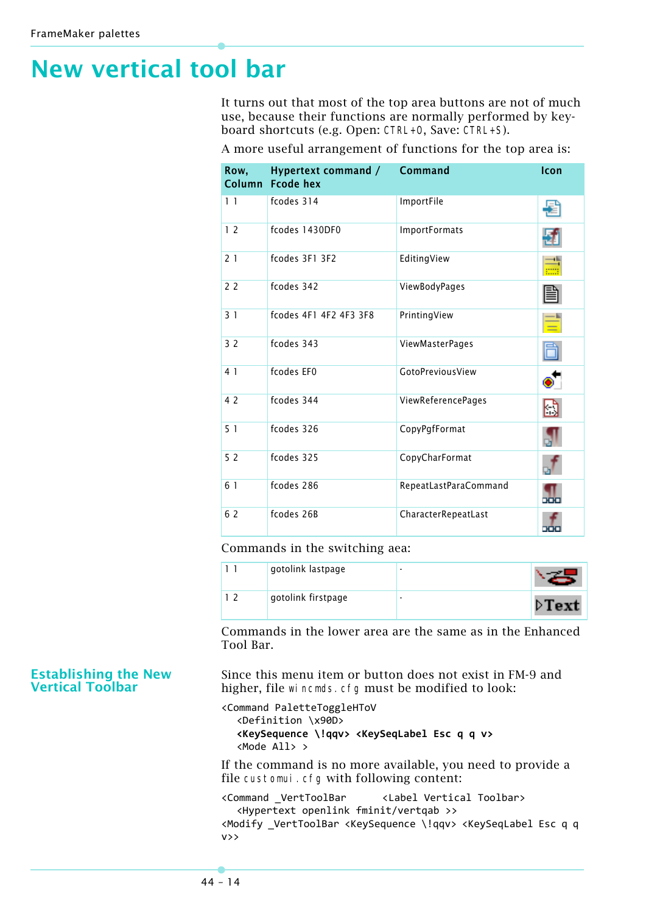# New vertical tool bar

It turns out that most of the top area buttons are not of much use, because their functions are normally performed by keyboard shortcuts (e.g. Open: CTRL+O, Save: CTRL+S).

A more useful arrangement of functions for the top area is:

| Row, Column | Hypertext command / Fcode hex | Command | Icon |
|---|---|---|---|
| 1 1 | fcodes 314 | ImportFile | |
| 1 2 | fcodes 1430DF0 | ImportFormats | |
| 2 1 | fcodes 3F1 3F2 | EditingView | |
| 2 2 | fcodes 342 | ViewBodyPages | |
| 3 1 | fcodes 4F1 4F2 4F3 3F8 | PrintingView | |
| 3 2 | fcodes 343 | ViewMasterPages | |
| 4 1 | fcodes EF0 | GotoPreviousView | |
| 4 2 | fcodes 344 | ViewReferencePages | |
| 5 1 | fcodes 326 | CopyPgfFormat | |
| 5 2 | fcodes 325 | CopyCharFormat | |
| 6 1 | fcodes 286 | RepeatLastParaCommand | |
| 6 2 | fcodes 26B | CharacterRepeatLast | |

Commands in the switching aea:

| | | | |
|---|---|---|---|
| 1 1 | gotolink lastpage | - | |
| 1 2 | gotolink firstpage | - | ▷Text |

Commands in the lower area are the same as in the Enhanced Tool Bar.

### Establishing the New Vertical Toolbar

Since this menu item or button does not exist in FM-9 and higher, file wincmds.cfg must be modified to look:

```
<Command PaletteToggleHToV
  <Definition \x90D>
  <KeySequence \!qqv> <KeySeqLabel Esc q q v>
  <Mode All> >
```

If the command is no more available, you need to provide a file customui.cfg with following content:

```
<Command _VertToolBar      <Label Vertical Toolbar>
  <Hypertext openlink fminit/vertqab >>
<Modify _VertToolBar <KeySequence \!qqv> <KeySeqLabel Esc q q
v>>
```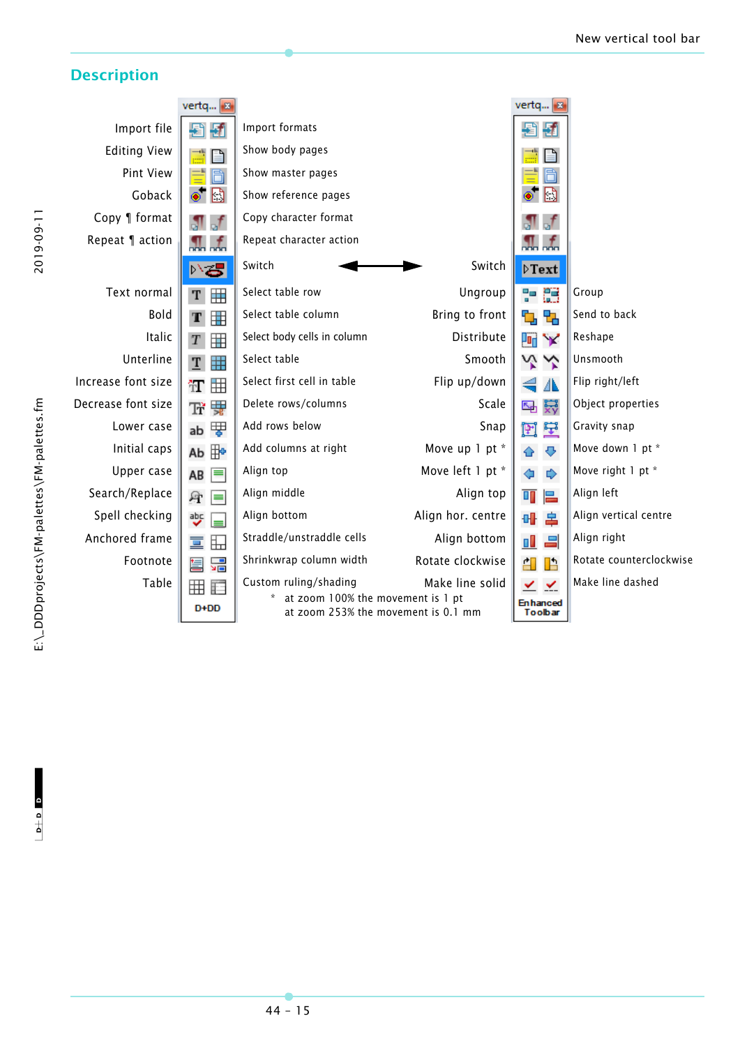## Description

| Left column (D+DD toolbar) | Right column (D+DD toolbar) |
|---|---|
| Import file | Import formats |
| Editing View | Show body pages |
| Pint View | Show master pages |
| Goback | Show reference pages |
| Copy ¶ format | Copy character format |
| Repeat ¶ action | Repeat character action |
| Switch | Switch |
| Text normal | Select table row |
| Bold | Select table column |
| Italic | Select body cells in column |
| Unterline | Select table |
| Increase font size | Select first cell in table |
| Decrease font size | Delete rows/columns |
| Lower case | Add rows below |
| Initial caps | Add columns at right |
| Upper case | Align top |
| Search/Replace | Align middle |
| Spell checking | Align bottom |
| Anchored frame | Straddle/unstraddle cells |
| Footnote | Shrinkwrap column width |
| Table | Custom ruling/shading |

Switch ⟷ Switch

| Left column (Enhanced Toolbar) | Right column (Enhanced Toolbar) |
|---|---|
| Switch | Switch |
| Ungroup | Group |
| Bring to front | Send to back |
| Distribute | Reshape |
| Smooth | Unsmooth |
| Flip up/down | Flip right/left |
| Scale | Object properties |
| Snap | Gravity snap |
| Move up 1 pt * | Move down 1 pt * |
| Move left 1 pt * | Move right 1 pt * |
| Align top | Align left |
| Align hor. centre | Align vertical centre |
| Align bottom | Align right |
| Rotate clockwise | Rotate counterclockwise |
| Make line solid | Make line dashed |

\* at zoom 100% the movement is 1 pt
at zoom 253% the movement is 0.1 mm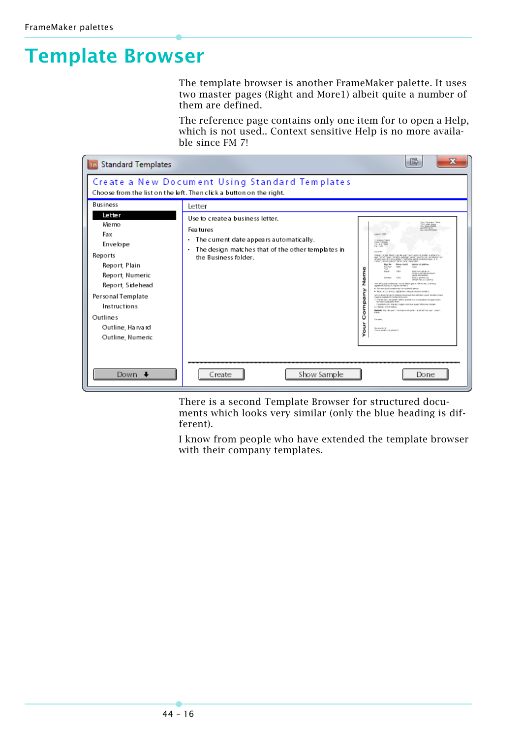# Template Browser

The template browser is another FrameMaker palette. It uses two master pages (Right and More1) albeit quite a number of them are defined.

The reference page contains only one item for to open a Help, which is not used.. Context sensitive Help is no more available since FM 7!

There is a second Template Browser for structured documents which looks very similar (only the blue heading is different).

I know from people who have extended the template browser with their company templates.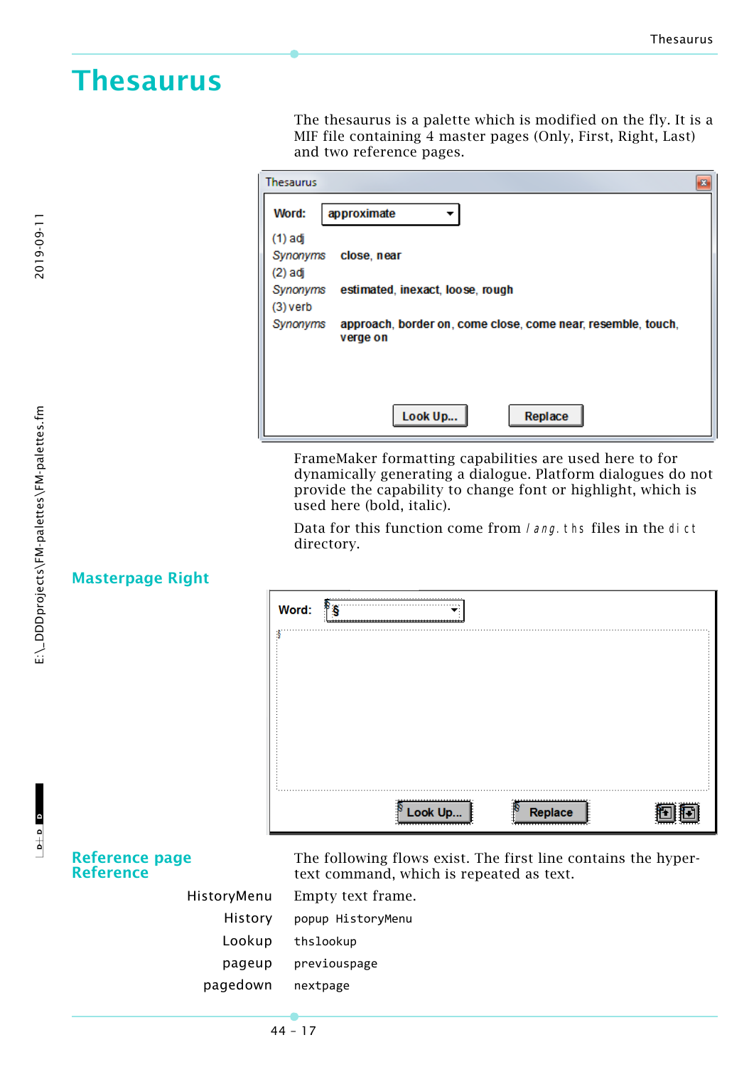# Thesaurus

The thesaurus is a palette which is modified on the fly. It is a MIF file containing 4 master pages (Only, First, Right, Last) and two reference pages.

FrameMaker formatting capabilities are used here to for dynamically generating a dialogue. Platform dialogues do not provide the capability to change font or highlight, which is used here (bold, italic).

Data for this function come from `lang.ths` files in the `dict` directory.

## Masterpage Right

## Reference page Reference

The following flows exist. The first line contains the hypertext command, which is repeated as text.

| | |
|---|---|
| HistoryMenu | Empty text frame. |
| History | `popup HistoryMenu` |
| Lookup | `thslookup` |
| pageup | `previouspage` |
| pagedown | `nextpage` |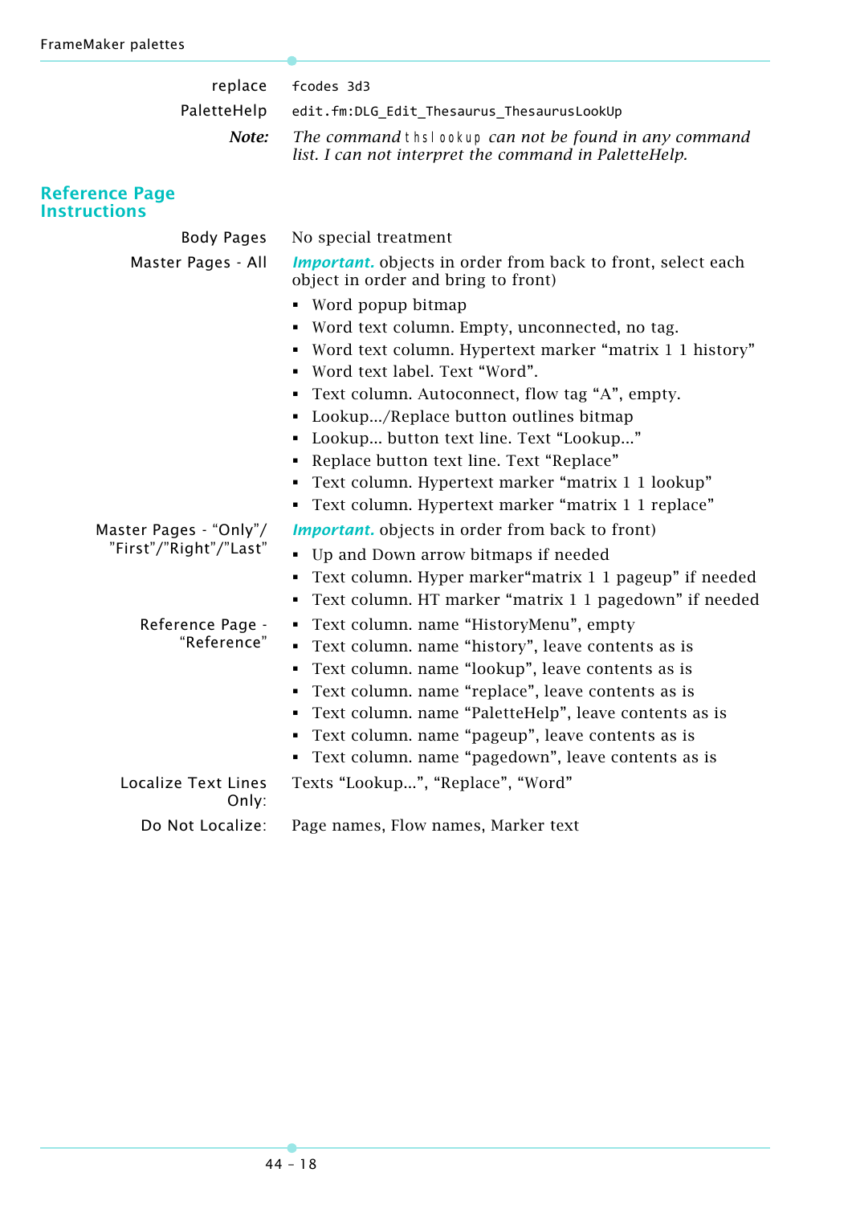| | |
|---|---|
| replace | `fcodes 3d3` |
| PaletteHelp | `edit.fm:DLG_Edit_Thesaurus_ThesaurusLookUp` |
| ***Note:*** | *The command `thslookup` can not be found in any command list. I can not interpret the command in PaletteHelp.* |

## Reference Page Instructions

**Body Pages**

No special treatment

**Master Pages - All**

***Important.*** objects in order from back to front, select each object in order and bring to front)

- Word popup bitmap
- Word text column. Empty, unconnected, no tag.
- Word text column. Hypertext marker “matrix 1 1 history”
- Word text label. Text “Word”.
- Text column. Autoconnect, flow tag “A”, empty.
- Lookup.../Replace button outlines bitmap
- Lookup... button text line. Text “Lookup...”
- Replace button text line. Text “Replace”
- Text column. Hypertext marker “matrix 1 1 lookup”
- Text column. Hypertext marker “matrix 1 1 replace”

**Master Pages - “Only”/”First”/”Right”/”Last”**

***Important.*** objects in order from back to front)

- Up and Down arrow bitmaps if needed
- Text column. Hyper marker“matrix 1 1 pageup” if needed
- Text column. HT marker “matrix 1 1 pagedown” if needed

**Reference Page - “Reference”**

- Text column. name “HistoryMenu”, empty
- Text column. name “history”, leave contents as is
- Text column. name “lookup”, leave contents as is
- Text column. name “replace”, leave contents as is
- Text column. name “PaletteHelp”, leave contents as is
- Text column. name “pageup”, leave contents as is
- Text column. name “pagedown”, leave contents as is

**Localize Text Lines Only:**

Texts “Lookup...”, “Replace”, “Word”

**Do Not Localize:**

Page names, Flow names, Marker text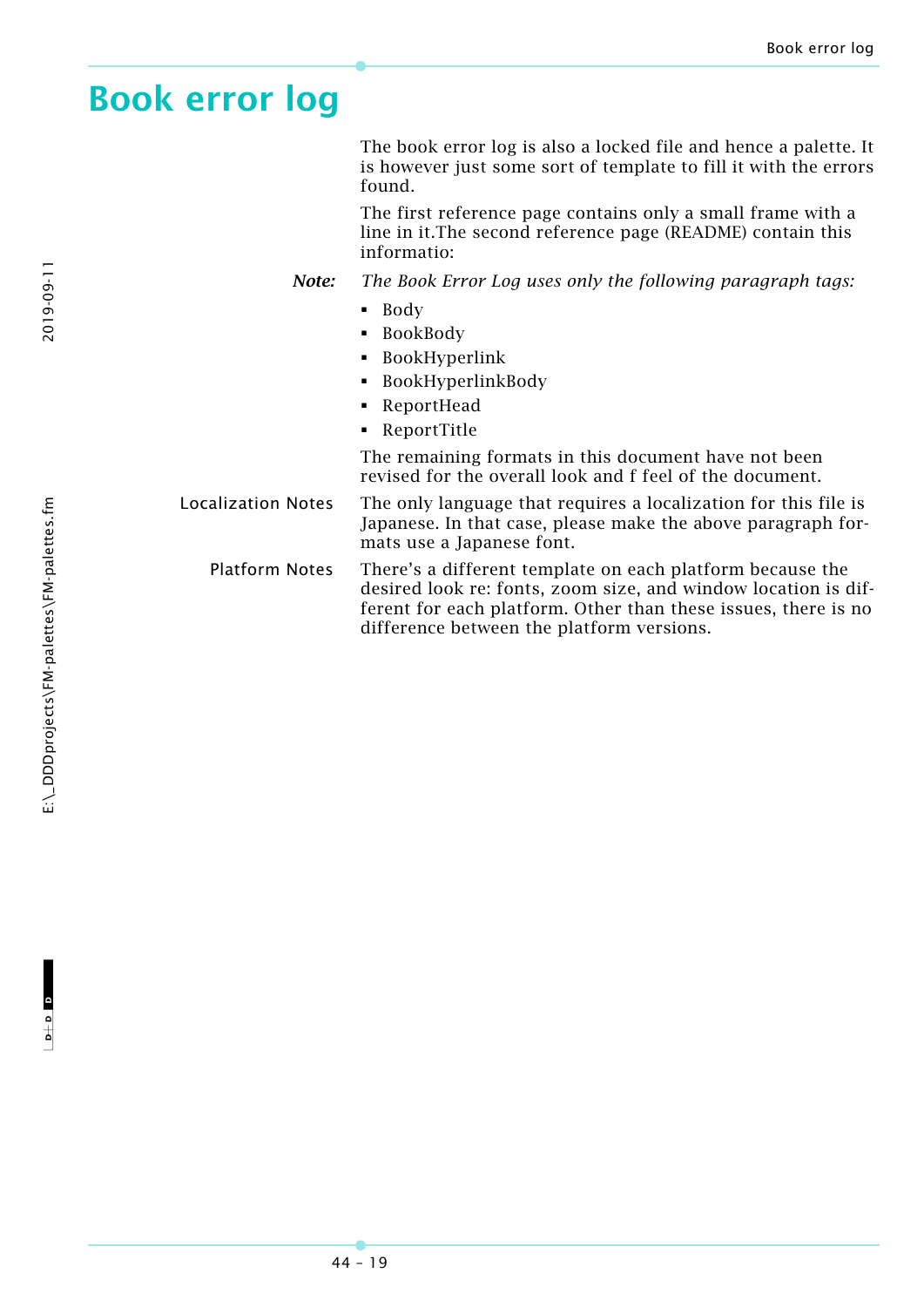# Book error log

The book error log is also a locked file and hence a palette. It is however just some sort of template to fill it with the errors found.

The first reference page contains only a small frame with a line in it.The second reference page (README) contain this informatio:

***Note:*** *The Book Error Log uses only the following paragraph tags:*

- Body
- BookBody
- BookHyperlink
- BookHyperlinkBody
- ReportHead
- ReportTitle

The remaining formats in this document have not been revised for the overall look and f feel of the document.

Localization Notes: The only language that requires a localization for this file is Japanese. In that case, please make the above paragraph formats use a Japanese font.

Platform Notes: There's a different template on each platform because the desired look re: fonts, zoom size, and window location is different for each platform. Other than these issues, there is no difference between the platform versions.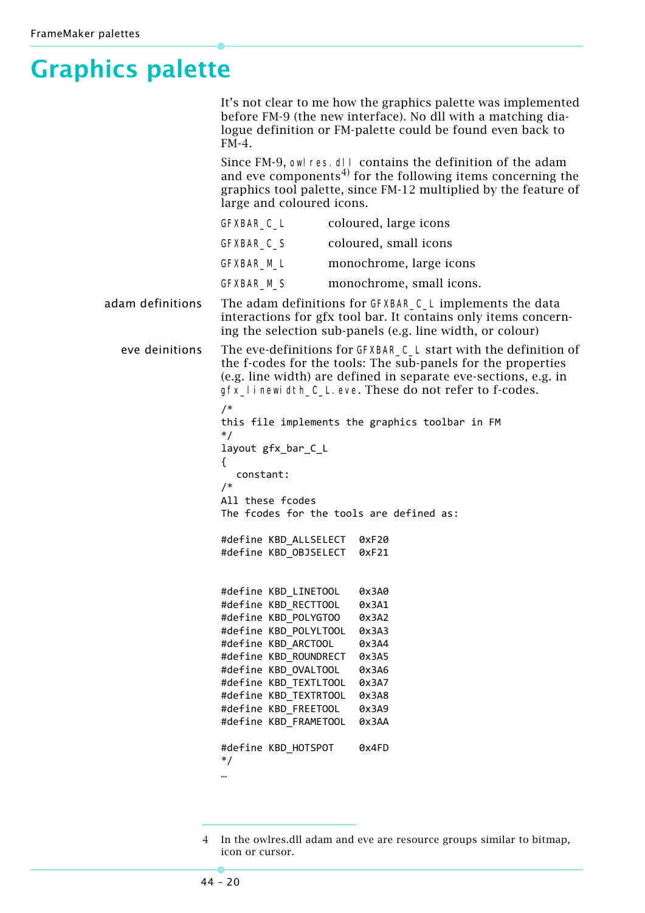# Graphics palette

It's not clear to me how the graphics palette was implemented before FM-9 (the new interface). No dll with a matching dialogue definition or FM-palette could be found even back to FM-4.

Since FM-9, `owlres.dll` contains the definition of the adam and eve components[4] for the following items concerning the graphics tool palette, since FM-12 multiplied by the feature of large and coloured icons.

| | |
|---|---|
| `GFXBAR_C_L` | coloured, large icons |
| `GFXBAR_C_S` | coloured, small icons |
| `GFXBAR_M_L` | monochrome, large icons |
| `GFXBAR_M_S` | monochrome, small icons. |

**adam definitions** The adam definitions for `GFXBAR_C_L` implements the data interactions for gfx tool bar. It contains only items concerning the selection sub-panels (e.g. line width, or colour)

**eve deinitions** The eve-definitions for `GFXBAR_C_L` start with the definition of the f-codes for the tools: The sub-panels for the properties (e.g. line width) are defined in separate eve-sections, e.g. in `gfx_linewidth_C_L.eve`. These do not refer to f-codes.

```
/*
this file implements the graphics toolbar in FM
*/
layout gfx_bar_C_L
{
  constant:
/*
All these fcodes
The fcodes for the tools are defined as:

#define KBD_ALLSELECT  0xF20
#define KBD_OBJSELECT  0xF21


#define KBD_LINETOOL   0x3A0
#define KBD_RECTTOOL   0x3A1
#define KBD_POLYGTOO   0x3A2
#define KBD_POLYLTOOL  0x3A3
#define KBD_ARCTOOL    0x3A4
#define KBD_ROUNDRECT  0x3A5
#define KBD_OVALTOOL   0x3A6
#define KBD_TEXTLTOOL  0x3A7
#define KBD_TEXTRTOOL  0x3A8
#define KBD_FREETOOL   0x3A9
#define KBD_FRAMETOOL  0x3AA

#define KBD_HOTSPOT    0x4FD
*/
…
```

4 In the owlres.dll adam and eve are resource groups similar to bitmap, icon or cursor.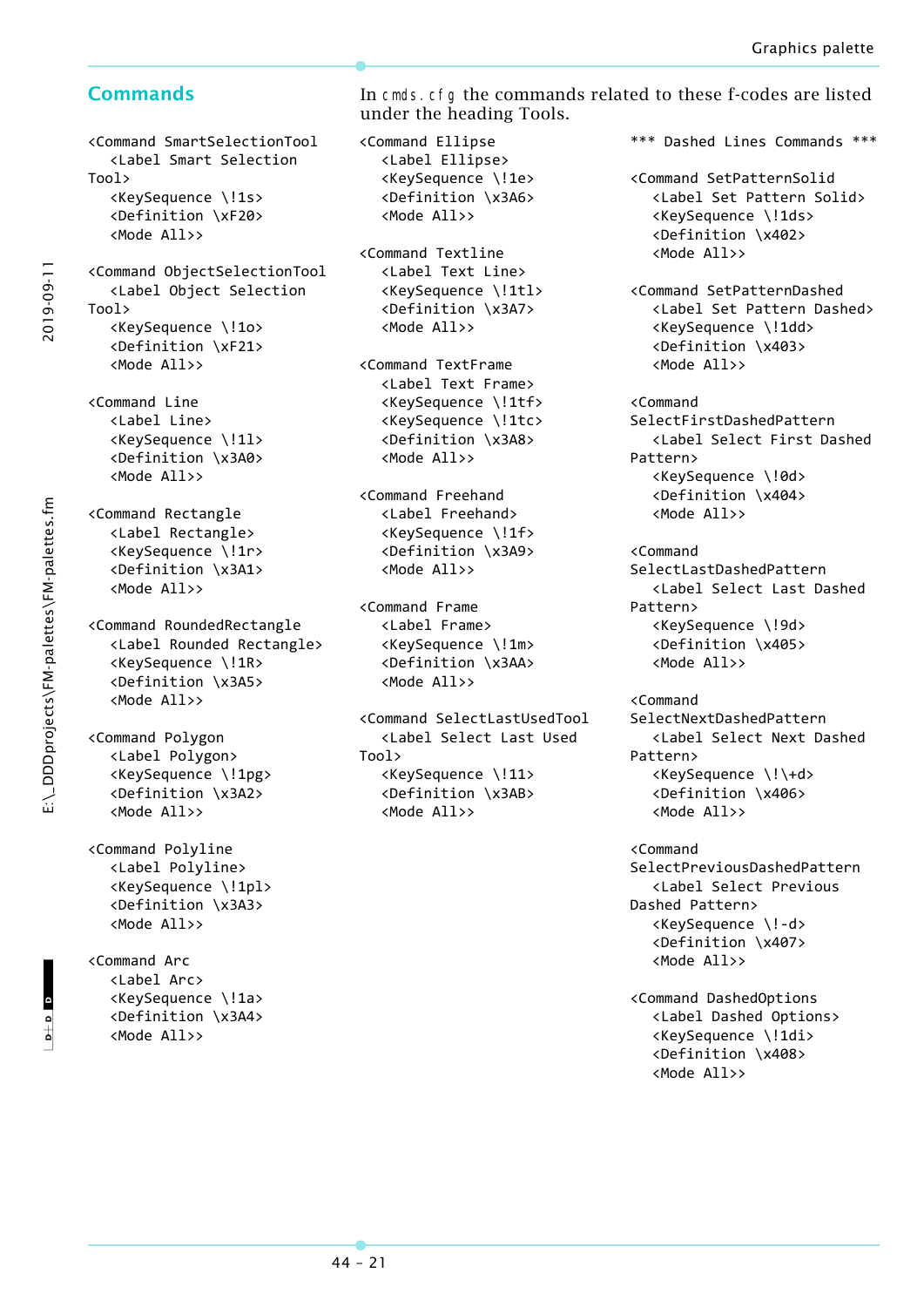## Commands

In `cmds.cfg` the commands related to these f-codes are listed under the heading Tools.

```
<Command SmartSelectionTool
   <Label Smart Selection Tool>
   <KeySequence \!1s>
   <Definition \xF20>
   <Mode All>>

<Command ObjectSelectionTool
   <Label Object Selection Tool>
   <KeySequence \!1o>
   <Definition \xF21>
   <Mode All>>

<Command Line
   <Label Line>
   <KeySequence \!1l>
   <Definition \x3A0>
   <Mode All>>

<Command Rectangle
   <Label Rectangle>
   <KeySequence \!1r>
   <Definition \x3A1>
   <Mode All>>

<Command RoundedRectangle
   <Label Rounded Rectangle>
   <KeySequence \!1R>
   <Definition \x3A5>
   <Mode All>>

<Command Polygon
   <Label Polygon>
   <KeySequence \!1pg>
   <Definition \x3A2>
   <Mode All>>

<Command Polyline
   <Label Polyline>
   <KeySequence \!1pl>
   <Definition \x3A3>
   <Mode All>>

<Command Arc
   <Label Arc>
   <KeySequence \!1a>
   <Definition \x3A4>
   <Mode All>>

<Command Ellipse
   <Label Ellipse>
   <KeySequence \!1e>
   <Definition \x3A6>
   <Mode All>>

<Command Textline
   <Label Text Line>
   <KeySequence \!1tl>
   <Definition \x3A7>
   <Mode All>>

<Command TextFrame
   <Label Text Frame>
   <KeySequence \!1tf>
   <KeySequence \!1tc>
   <Definition \x3A8>
   <Mode All>>

<Command Freehand
   <Label Freehand>
   <KeySequence \!1f>
   <Definition \x3A9>
   <Mode All>>

<Command Frame
   <Label Frame>
   <KeySequence \!1m>
   <Definition \x3AA>
   <Mode All>>

<Command SelectLastUsedTool
   <Label Select Last Used Tool>
   <KeySequence \!11>
   <Definition \x3AB>
   <Mode All>>

*** Dashed Lines Commands ***

<Command SetPatternSolid
   <Label Set Pattern Solid>
   <KeySequence \!1ds>
   <Definition \x402>
   <Mode All>>

<Command SetPatternDashed
   <Label Set Pattern Dashed>
   <KeySequence \!1dd>
   <Definition \x403>
   <Mode All>>

<Command SelectFirstDashedPattern
   <Label Select First Dashed Pattern>
   <KeySequence \!0d>
   <Definition \x404>
   <Mode All>>

<Command SelectLastDashedPattern
   <Label Select Last Dashed Pattern>
   <KeySequence \!9d>
   <Definition \x405>
   <Mode All>>

<Command SelectNextDashedPattern
   <Label Select Next Dashed Pattern>
   <KeySequence \!\+d>
   <Definition \x406>
   <Mode All>>

<Command SelectPreviousDashedPattern
   <Label Select Previous Dashed Pattern>
   <KeySequence \!-d>
   <Definition \x407>
   <Mode All>>

<Command DashedOptions
   <Label Dashed Options>
   <KeySequence \!1di>
   <Definition \x408>
   <Mode All>>
```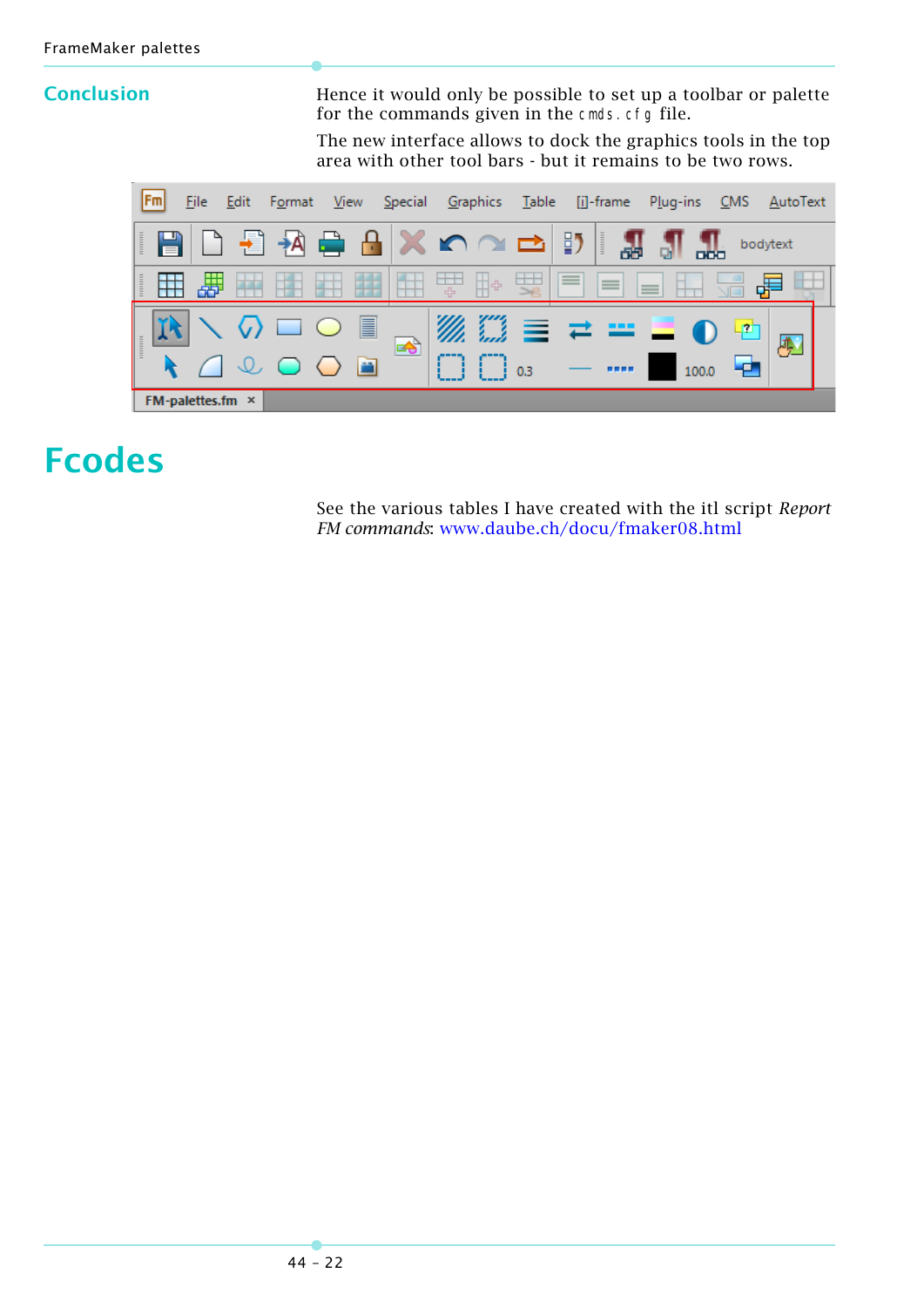## Conclusion

Hence it would only be possible to set up a toolbar or palette for the commands given in the `cmds.cfg` file.

The new interface allows to dock the graphics tools in the top area with other tool bars - but it remains to be two rows.

# Fcodes

See the various tables I have created with the itl script *Report FM commands*: www.daube.ch/docu/fmaker08.html